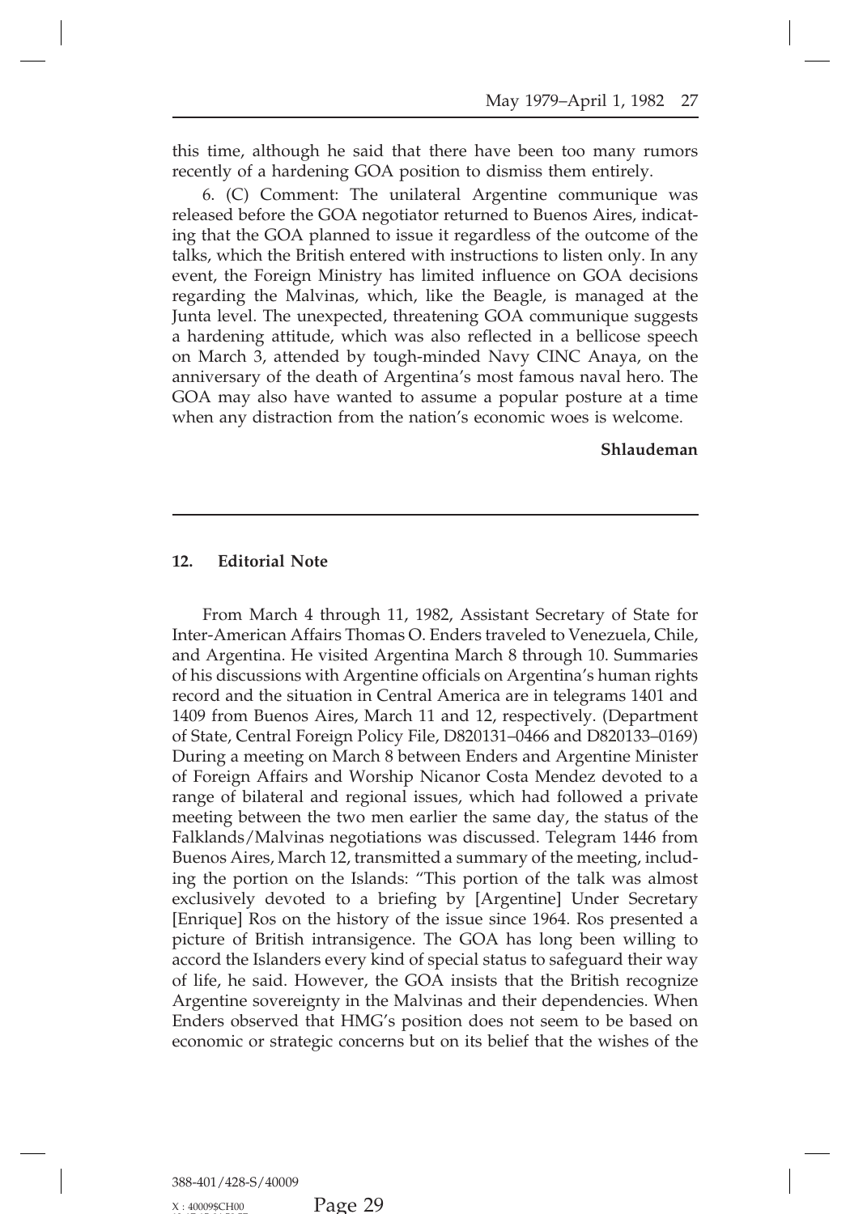this time, although he said that there have been too many rumors recently of a hardening GOA position to dismiss them entirely.

6. (C) Comment: The unilateral Argentine communique was released before the GOA negotiator returned to Buenos Aires, indicating that the GOA planned to issue it regardless of the outcome of the talks, which the British entered with instructions to listen only. In any event, the Foreign Ministry has limited influence on GOA decisions regarding the Malvinas, which, like the Beagle, is managed at the Junta level. The unexpected, threatening GOA communique suggests a hardening attitude, which was also reflected in a bellicose speech on March 3, attended by tough-minded Navy CINC Anaya, on the anniversary of the death of Argentina's most famous naval hero. The GOA may also have wanted to assume a popular posture at a time when any distraction from the nation's economic woes is welcome.

**Shlaudeman**

---

## 12. Editorial Note

From March 4 through 11, 1982, Assistant Secretary of State for Inter-American Affairs Thomas O. Enders traveled to Venezuela, Chile, and Argentina. He visited Argentina March 8 through 10. Summaries of his discussions with Argentine officials on Argentina's human rights record and the situation in Central America are in telegrams 1401 and 1409 from Buenos Aires, March 11 and 12, respectively. (Department of State, Central Foreign Policy File, D820131–0466 and D820133–0169) During a meeting on March 8 between Enders and Argentine Minister of Foreign Affairs and Worship Nicanor Costa Mendez devoted to a range of bilateral and regional issues, which had followed a private meeting between the two men earlier the same day, the status of the Falklands/Malvinas negotiations was discussed. Telegram 1446 from Buenos Aires, March 12, transmitted a summary of the meeting, including the portion on the Islands: "This portion of the talk was almost exclusively devoted to a briefing by [Argentine] Under Secretary [Enrique] Ros on the history of the issue since 1964. Ros presented a picture of British intransigence. The GOA has long been willing to accord the Islanders every kind of special status to safeguard their way of life, he said. However, the GOA insists that the British recognize Argentine sovereignty in the Malvinas and their dependencies. When Enders observed that HMG's position does not seem to be based on economic or strategic concerns but on its belief that the wishes of the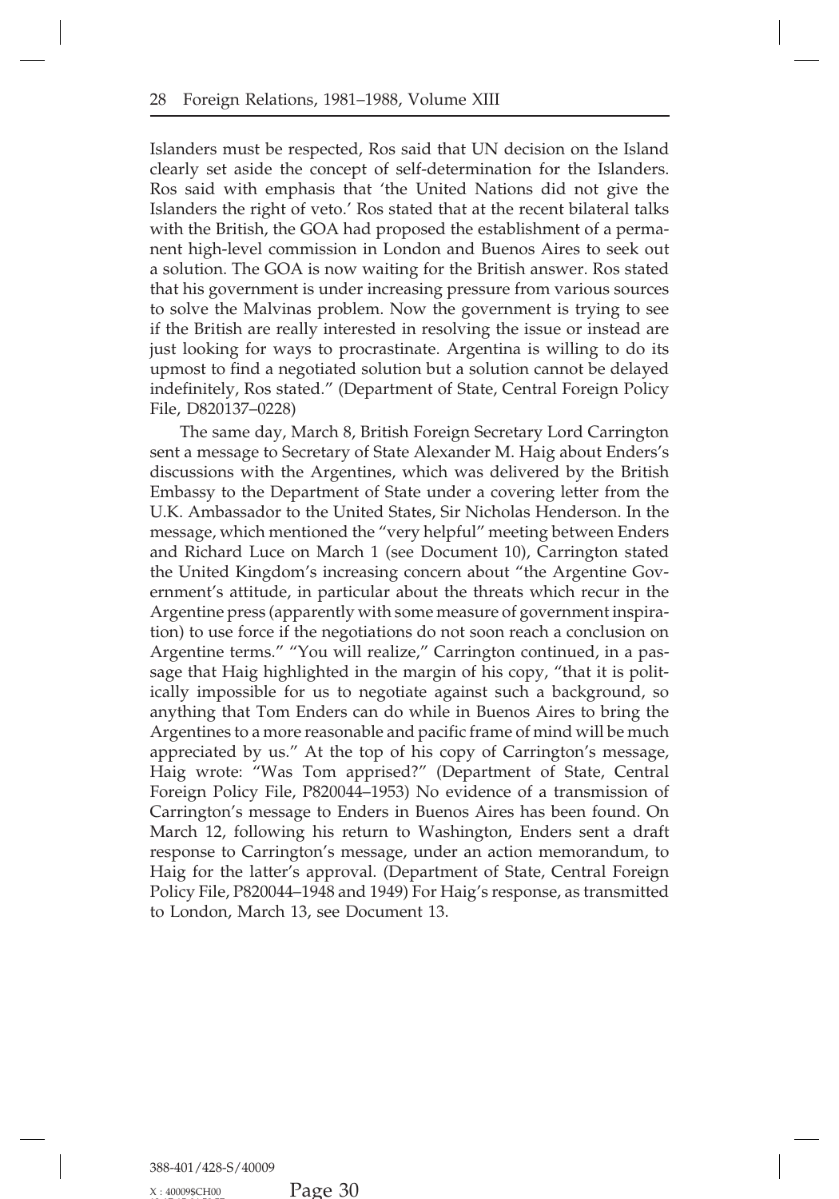Islanders must be respected, Ros said that UN decision on the Island clearly set aside the concept of self-determination for the Islanders. Ros said with emphasis that 'the United Nations did not give the Islanders the right of veto.' Ros stated that at the recent bilateral talks with the British, the GOA had proposed the establishment of a permanent high-level commission in London and Buenos Aires to seek out a solution. The GOA is now waiting for the British answer. Ros stated that his government is under increasing pressure from various sources to solve the Malvinas problem. Now the government is trying to see if the British are really interested in resolving the issue or instead are just looking for ways to procrastinate. Argentina is willing to do its upmost to find a negotiated solution but a solution cannot be delayed indefinitely, Ros stated." (Department of State, Central Foreign Policy File, D820137–0228)

The same day, March 8, British Foreign Secretary Lord Carrington sent a message to Secretary of State Alexander M. Haig about Enders's discussions with the Argentines, which was delivered by the British Embassy to the Department of State under a covering letter from the U.K. Ambassador to the United States, Sir Nicholas Henderson. In the message, which mentioned the "very helpful" meeting between Enders and Richard Luce on March 1 (see Document 10), Carrington stated the United Kingdom's increasing concern about "the Argentine Government's attitude, in particular about the threats which recur in the Argentine press (apparently with some measure of government inspiration) to use force if the negotiations do not soon reach a conclusion on Argentine terms." "You will realize," Carrington continued, in a passage that Haig highlighted in the margin of his copy, "that it is politically impossible for us to negotiate against such a background, so anything that Tom Enders can do while in Buenos Aires to bring the Argentines to a more reasonable and pacific frame of mind will be much appreciated by us." At the top of his copy of Carrington's message, Haig wrote: "Was Tom apprised?" (Department of State, Central Foreign Policy File, P820044–1953) No evidence of a transmission of Carrington's message to Enders in Buenos Aires has been found. On March 12, following his return to Washington, Enders sent a draft response to Carrington's message, under an action memorandum, to Haig for the latter's approval. (Department of State, Central Foreign Policy File, P820044–1948 and 1949) For Haig's response, as transmitted to London, March 13, see Document 13.